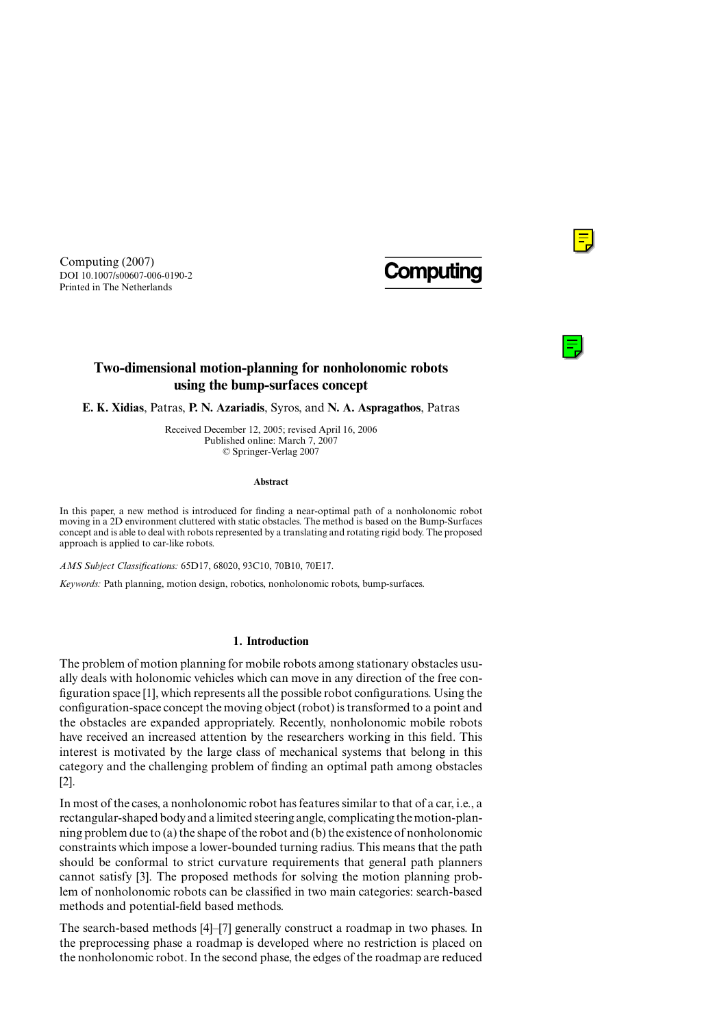Computing (2007)
DOI 10.1007/s00607-006-0190-2
Printed in The Netherlands

**Computing**

# Two-dimensional motion-planning for nonholonomic robots using the bump-surfaces concept

**E. K. Xidias**, Patras, **P. N. Azariadis**, Syros, and **N. A. Aspragathos**, Patras

Received December 12, 2005; revised April 16, 2006
Published online: March 7, 2007
© Springer-Verlag 2007

#### Abstract

In this paper, a new method is introduced for finding a near-optimal path of a nonholonomic robot moving in a 2D environment cluttered with static obstacles. The method is based on the Bump-Surfaces concept and is able to deal with robots represented by a translating and rotating rigid body. The proposed approach is applied to car-like robots.

*AMS Subject Classifications:* 65D17, 68020, 93C10, 70B10, 70E17.

*Keywords:* Path planning, motion design, robotics, nonholonomic robots, bump-surfaces.

## 1. Introduction

The problem of motion planning for mobile robots among stationary obstacles usually deals with holonomic vehicles which can move in any direction of the free configuration space [1], which represents all the possible robot configurations. Using the configuration-space concept the moving object (robot) is transformed to a point and the obstacles are expanded appropriately. Recently, nonholonomic mobile robots have received an increased attention by the researchers working in this field. This interest is motivated by the large class of mechanical systems that belong in this category and the challenging problem of finding an optimal path among obstacles [2].

In most of the cases, a nonholonomic robot has features similar to that of a car, i.e., a rectangular-shaped body and a limited steering angle, complicating the motion-planning problem due to (a) the shape of the robot and (b) the existence of nonholonomic constraints which impose a lower-bounded turning radius. This means that the path should be conformal to strict curvature requirements that general path planners cannot satisfy [3]. The proposed methods for solving the motion planning problem of nonholonomic robots can be classified in two main categories: search-based methods and potential-field based methods.

The search-based methods [4]–[7] generally construct a roadmap in two phases. In the preprocessing phase a roadmap is developed where no restriction is placed on the nonholonomic robot. In the second phase, the edges of the roadmap are reduced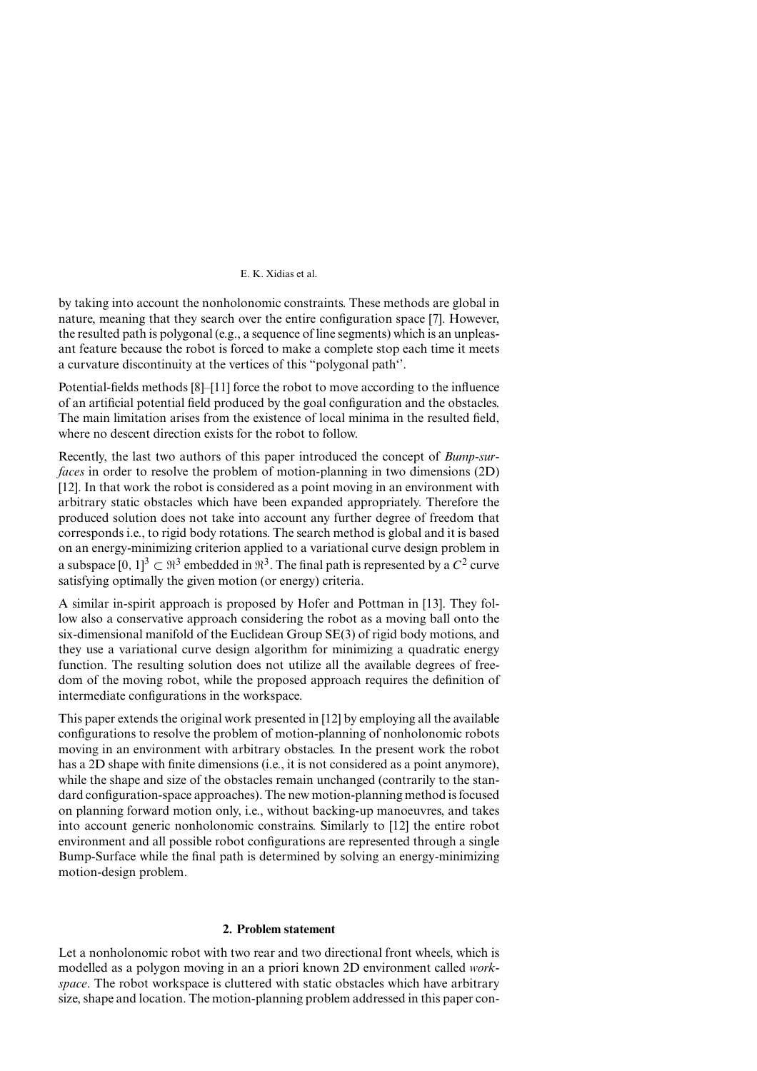by taking into account the nonholonomic constraints. These methods are global in nature, meaning that they search over the entire configuration space [7]. However, the resulted path is polygonal (e.g., a sequence of line segments) which is an unpleasant feature because the robot is forced to make a complete stop each time it meets a curvature discontinuity at the vertices of this "polygonal path".

Potential-fields methods [8]–[11] force the robot to move according to the influence of an artificial potential field produced by the goal configuration and the obstacles. The main limitation arises from the existence of local minima in the resulted field, where no descent direction exists for the robot to follow.

Recently, the last two authors of this paper introduced the concept of *Bump-surfaces* in order to resolve the problem of motion-planning in two dimensions (2D) [12]. In that work the robot is considered as a point moving in an environment with arbitrary static obstacles which have been expanded appropriately. Therefore the produced solution does not take into account any further degree of freedom that corresponds i.e., to rigid body rotations. The search method is global and it is based on an energy-minimizing criterion applied to a variational curve design problem in a subspace $[0, 1]^3 \subset \Re^3$ embedded in $\Re^3$. The final path is represented by a $C^2$ curve satisfying optimally the given motion (or energy) criteria.

A similar in-spirit approach is proposed by Hofer and Pottman in [13]. They follow also a conservative approach considering the robot as a moving ball onto the six-dimensional manifold of the Euclidean Group SE(3) of rigid body motions, and they use a variational curve design algorithm for minimizing a quadratic energy function. The resulting solution does not utilize all the available degrees of freedom of the moving robot, while the proposed approach requires the definition of intermediate configurations in the workspace.

This paper extends the original work presented in [12] by employing all the available configurations to resolve the problem of motion-planning of nonholonomic robots moving in an environment with arbitrary obstacles. In the present work the robot has a 2D shape with finite dimensions (i.e., it is not considered as a point anymore), while the shape and size of the obstacles remain unchanged (contrarily to the standard configuration-space approaches). The new motion-planning method is focused on planning forward motion only, i.e., without backing-up manoeuvres, and takes into account generic nonholonomic constrains. Similarly to [12] the entire robot environment and all possible robot configurations are represented through a single Bump-Surface while the final path is determined by solving an energy-minimizing motion-design problem.

## 2. Problem statement

Let a nonholonomic robot with two rear and two directional front wheels, which is modelled as a polygon moving in an a priori known 2D environment called *workspace*. The robot workspace is cluttered with static obstacles which have arbitrary size, shape and location. The motion-planning problem addressed in this paper con-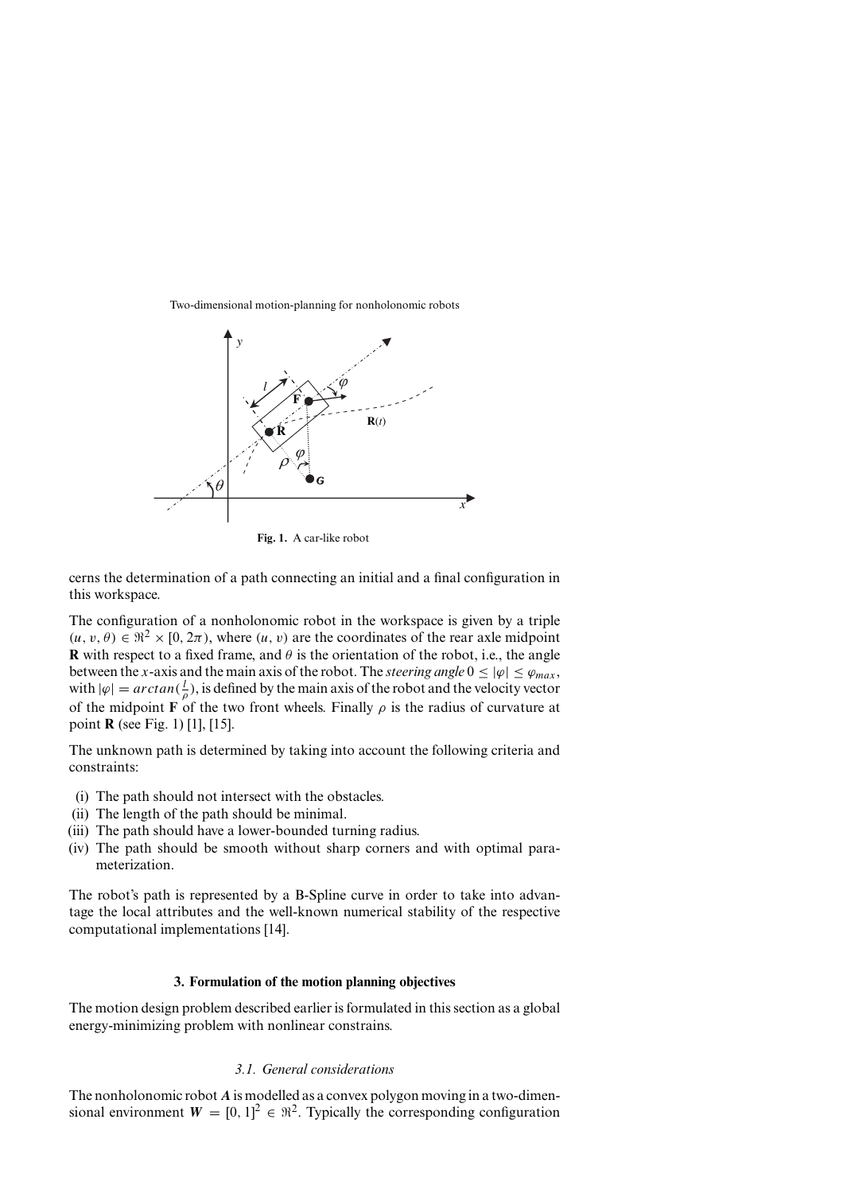Fig. 1. A car-like robot

cerns the determination of a path connecting an initial and a final configuration in this workspace.

The configuration of a nonholonomic robot in the workspace is given by a triple $(u, v, \theta) \in \Re^2 \times [0, 2\pi)$, where $(u, v)$ are the coordinates of the rear axle midpoint **R** with respect to a fixed frame, and $\theta$ is the orientation of the robot, i.e., the angle between the $x$-axis and the main axis of the robot. The *steering angle* $0 \leq |\varphi| \leq \varphi_{max}$, with $|\varphi| = arctan(\frac{l}{\rho})$, is defined by the main axis of the robot and the velocity vector of the midpoint **F** of the two front wheels. Finally $\rho$ is the radius of curvature at point **R** (see Fig. 1) [1], [15].

The unknown path is determined by taking into account the following criteria and constraints:

- (i) The path should not intersect with the obstacles.
- (ii) The length of the path should be minimal.
- (iii) The path should have a lower-bounded turning radius.
- (iv) The path should be smooth without sharp corners and with optimal parameterization.

The robot's path is represented by a B-Spline curve in order to take into advantage the local attributes and the well-known numerical stability of the respective computational implementations [14].

## 3. Formulation of the motion planning objectives

The motion design problem described earlier is formulated in this section as a global energy-minimizing problem with nonlinear constrains.

### *3.1. General considerations*

The nonholonomic robot $\boldsymbol{A}$ is modelled as a convex polygon moving in a two-dimensional environment $\boldsymbol{W} = [0, 1]^2 \in \Re^2$. Typically the corresponding configuration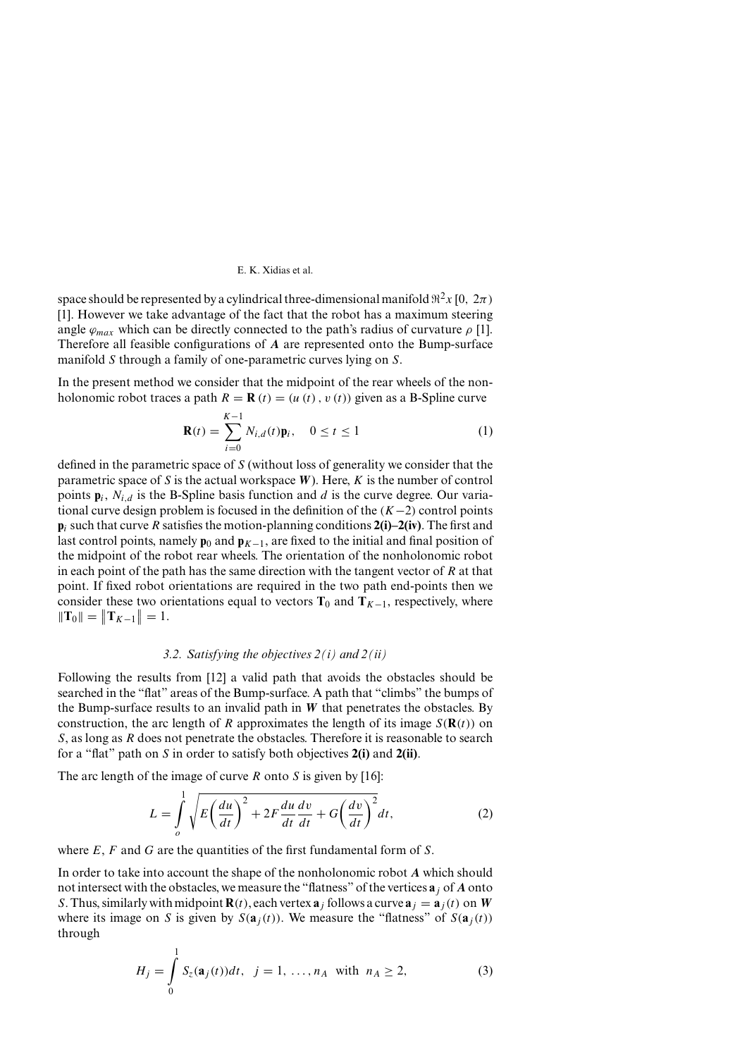space should be represented by a cylindrical three-dimensional manifold $\Re^2 x\,[0,\ 2\pi)$ [1]. However we take advantage of the fact that the robot has a maximum steering angle $\varphi_{max}$ which can be directly connected to the path's radius of curvature $\rho$ [1]. Therefore all feasible configurations of $\boldsymbol{A}$ are represented onto the Bump-surface manifold $S$ through a family of one-parametric curves lying on $S$.

In the present method we consider that the midpoint of the rear wheels of the nonholonomic robot traces a path $R = \mathbf{R}(t) = (u(t), v(t))$ given as a B-Spline curve

$$\mathbf{R}(t) = \sum_{i=0}^{K-1} N_{i,d}(t)\mathbf{p}_i, \quad 0 \le t \le 1 \tag{1}$$

defined in the parametric space of $S$ (without loss of generality we consider that the parametric space of $S$ is the actual workspace $\boldsymbol{W}$). Here, $K$ is the number of control points $\mathbf{p}_i$, $N_{i,d}$ is the B-Spline basis function and $d$ is the curve degree. Our variational curve design problem is focused in the definition of the $(K-2)$ control points $\mathbf{p}_i$ such that curve $R$ satisfies the motion-planning conditions **2(i)–2(iv)**. The first and last control points, namely $\mathbf{p}_0$ and $\mathbf{p}_{K-1}$, are fixed to the initial and final position of the midpoint of the robot rear wheels. The orientation of the nonholonomic robot in each point of the path has the same direction with the tangent vector of $R$ at that point. If fixed robot orientations are required in the two path end-points then we consider these two orientations equal to vectors $\mathbf{T}_0$ and $\mathbf{T}_{K-1}$, respectively, where $\|\mathbf{T}_0\| = \|\mathbf{T}_{K-1}\| = 1$.

### *3.2. Satisfying the objectives 2(i) and 2(ii)*

Following the results from [12] a valid path that avoids the obstacles should be searched in the "flat" areas of the Bump-surface. A path that "climbs" the bumps of the Bump-surface results to an invalid path in $\boldsymbol{W}$ that penetrates the obstacles. By construction, the arc length of $R$ approximates the length of its image $S(\mathbf{R}(t))$ on $S$, as long as $R$ does not penetrate the obstacles. Therefore it is reasonable to search for a "flat" path on $S$ in order to satisfy both objectives **2(i)** and **2(ii)**.

The arc length of the image of curve $R$ onto $S$ is given by [16]:

$$L = \int_o^1 \sqrt{E\left(\frac{du}{dt}\right)^2 + 2F\frac{du}{dt}\frac{dv}{dt} + G\left(\frac{dv}{dt}\right)^2}\,dt, \tag{2}$$

where $E$, $F$ and $G$ are the quantities of the first fundamental form of $S$.

In order to take into account the shape of the nonholonomic robot $\boldsymbol{A}$ which should not intersect with the obstacles, we measure the "flatness" of the vertices $\mathbf{a}_j$ of $\boldsymbol{A}$ onto $S$. Thus, similarly with midpoint $\mathbf{R}(t)$, each vertex $\mathbf{a}_j$ follows a curve $\mathbf{a}_j = \mathbf{a}_j(t)$ on $\boldsymbol{W}$ where its image on $S$ is given by $S(\mathbf{a}_j(t))$. We measure the "flatness" of $S(\mathbf{a}_j(t))$ through

$$H_j = \int_0^1 S_z(\mathbf{a}_j(t))dt, \quad j = 1, \ldots, n_A \quad \text{with} \quad n_A \ge 2, \tag{3}$$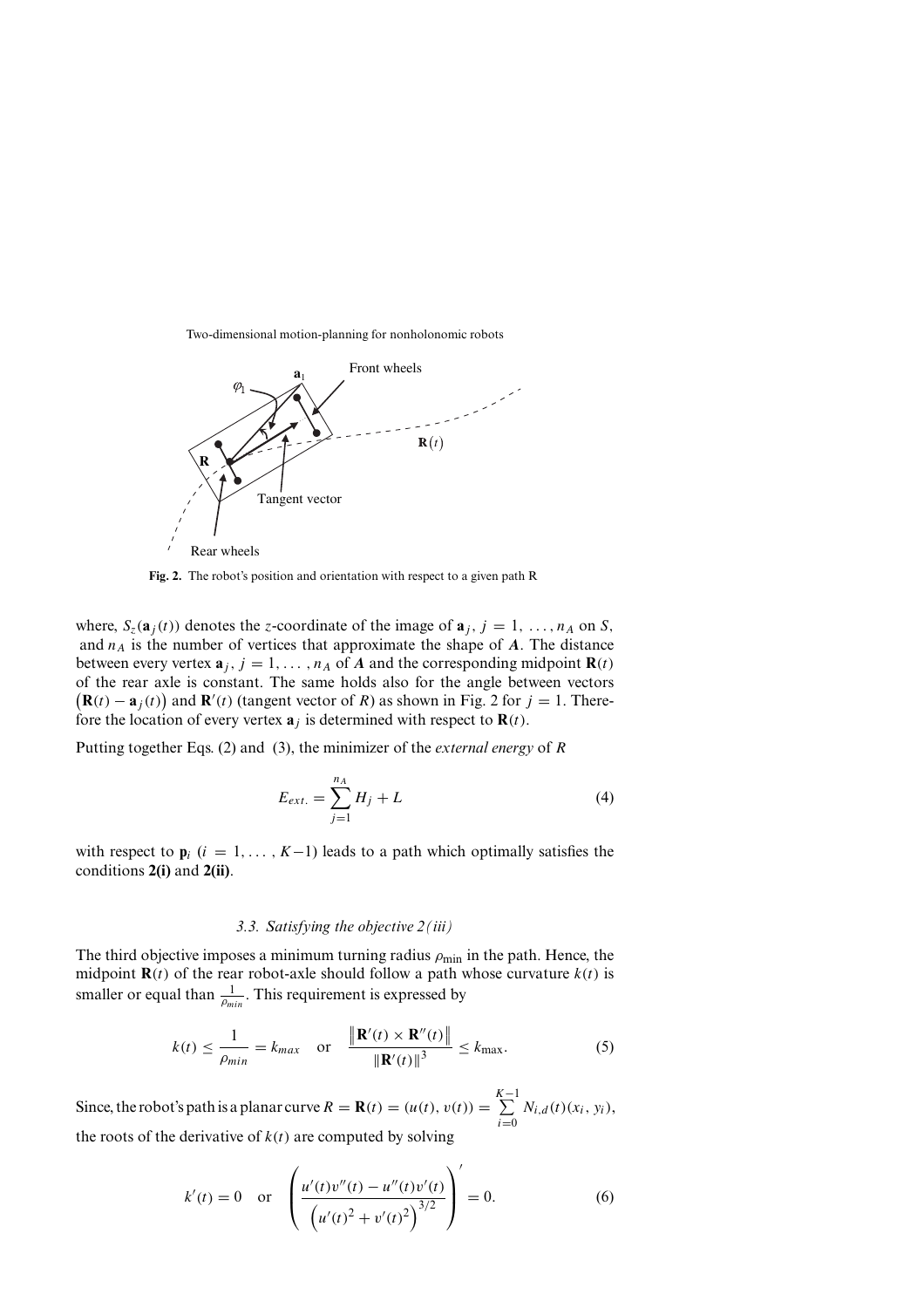Fig. 2. The robot's position and orientation with respect to a given path R

where, $S_z(\mathbf{a}_j(t))$ denotes the $z$-coordinate of the image of $\mathbf{a}_j$, $j = 1, \ldots, n_A$ on $S$, and $n_A$ is the number of vertices that approximate the shape of $\boldsymbol{A}$. The distance between every vertex $\mathbf{a}_j$, $j = 1, \ldots, n_A$ of $\boldsymbol{A}$ and the corresponding midpoint $\mathbf{R}(t)$ of the rear axle is constant. The same holds also for the angle between vectors $(\mathbf{R}(t) - \mathbf{a}_j(t))$ and $\mathbf{R}'(t)$ (tangent vector of $R$) as shown in Fig. 2 for $j = 1$. Therefore the location of every vertex $\mathbf{a}_j$ is determined with respect to $\mathbf{R}(t)$.

Putting together Eqs. (2) and (3), the minimizer of the *external energy* of $R$

$$E_{ext.} = \sum_{j=1}^{n_A} H_j + L \tag{4}$$

with respect to $\mathbf{p}_i$ $(i = 1, \ldots, K-1)$ leads to a path which optimally satisfies the conditions **2(i)** and **2(ii)**.

### 3.3. Satisfying the objective 2(iii)

The third objective imposes a minimum turning radius $\rho_{\min}$ in the path. Hence, the midpoint $\mathbf{R}(t)$ of the rear robot-axle should follow a path whose curvature $k(t)$ is smaller or equal than $\frac{1}{\rho_{min}}$. This requirement is expressed by

$$k(t) \leq \frac{1}{\rho_{min}} = k_{max} \quad \text{or} \quad \frac{\left\| \mathbf{R}'(t) \times \mathbf{R}''(t) \right\|}{\left\| \mathbf{R}'(t) \right\|^3} \leq k_{\max}. \tag{5}$$

Since, the robot's path is a planar curve $R = \mathbf{R}(t) = (u(t), v(t)) = \sum_{i=0}^{K-1} N_{i,d}(t)(x_i, y_i)$, the roots of the derivative of $k(t)$ are computed by solving

$$k'(t) = 0 \quad \text{or} \quad \left( \frac{u'(t)v''(t) - u''(t)v'(t)}{\left(u'(t)^2 + v'(t)^2\right)^{3/2}} \right)' = 0. \tag{6}$$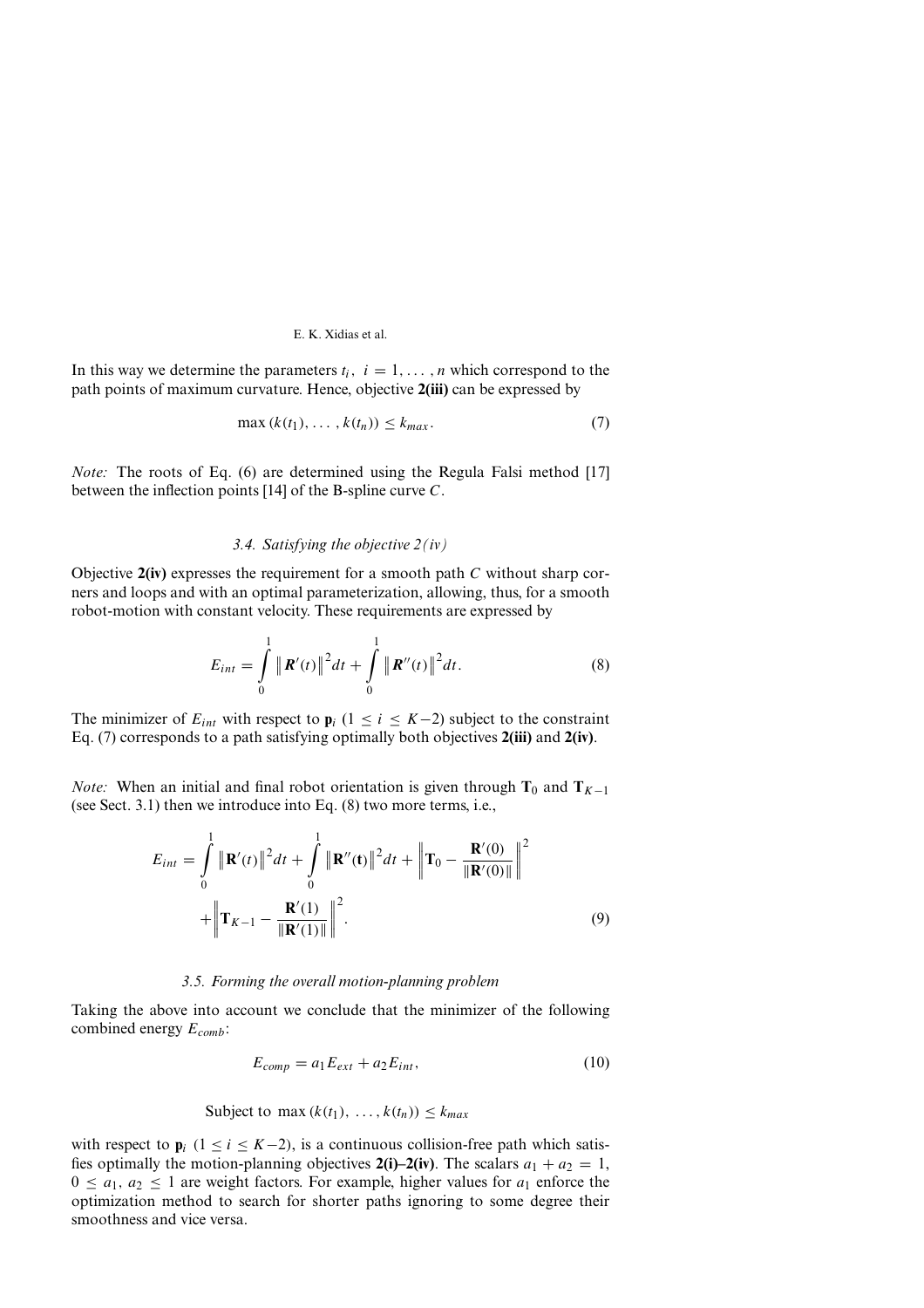In this way we determine the parameters $t_i$, $i = 1, \ldots, n$ which correspond to the path points of maximum curvature. Hence, objective **2(iii)** can be expressed by

$$\max\left(k(t_1), \ldots, k(t_n)\right) \leq k_{max}. \tag{7}$$

*Note:* The roots of Eq. (6) are determined using the Regula Falsi method [17] between the inflection points [14] of the B-spline curve $C$.

### *3.4. Satisfying the objective 2(iv)*

Objective **2(iv)** expresses the requirement for a smooth path $C$ without sharp corners and loops and with an optimal parameterization, allowing, thus, for a smooth robot-motion with constant velocity. These requirements are expressed by

$$E_{int} = \int_0^1 \left\| \boldsymbol{R}'(t) \right\|^2 dt + \int_0^1 \left\| \boldsymbol{R}''(t) \right\|^2 dt. \tag{8}$$

The minimizer of $E_{int}$ with respect to $\mathbf{p}_i$ ($1 \leq i \leq K-2$) subject to the constraint Eq. (7) corresponds to a path satisfying optimally both objectives **2(iii)** and **2(iv)**.

*Note:* When an initial and final robot orientation is given through $\mathbf{T}_0$ and $\mathbf{T}_{K-1}$ (see Sect. 3.1) then we introduce into Eq. (8) two more terms, i.e.,

$$E_{int} = \int_0^1 \left\| \mathbf{R}'(t) \right\|^2 dt + \int_0^1 \left\| \mathbf{R}''(\mathbf{t}) \right\|^2 dt + \left\| \mathbf{T}_0 - \frac{\mathbf{R}'(0)}{\|\mathbf{R}'(0)\|} \right\|^2 + \left\| \mathbf{T}_{K-1} - \frac{\mathbf{R}'(1)}{\|\mathbf{R}'(1)\|} \right\|^2. \tag{9}$$

### *3.5. Forming the overall motion-planning problem*

Taking the above into account we conclude that the minimizer of the following combined energy $E_{comb}$:

$$E_{comp} = a_1 E_{ext} + a_2 E_{int}, \tag{10}$$

$$\text{Subject to } \max\left(k(t_1), \ldots, k(t_n)\right) \leq k_{max}$$

with respect to $\mathbf{p}_i$ ($1 \leq i \leq K-2$), is a continuous collision-free path which satisfies optimally the motion-planning objectives **2(i)–2(iv)**. The scalars $a_1 + a_2 = 1$, $0 \leq a_1, a_2 \leq 1$ are weight factors. For example, higher values for $a_1$ enforce the optimization method to search for shorter paths ignoring to some degree their smoothness and vice versa.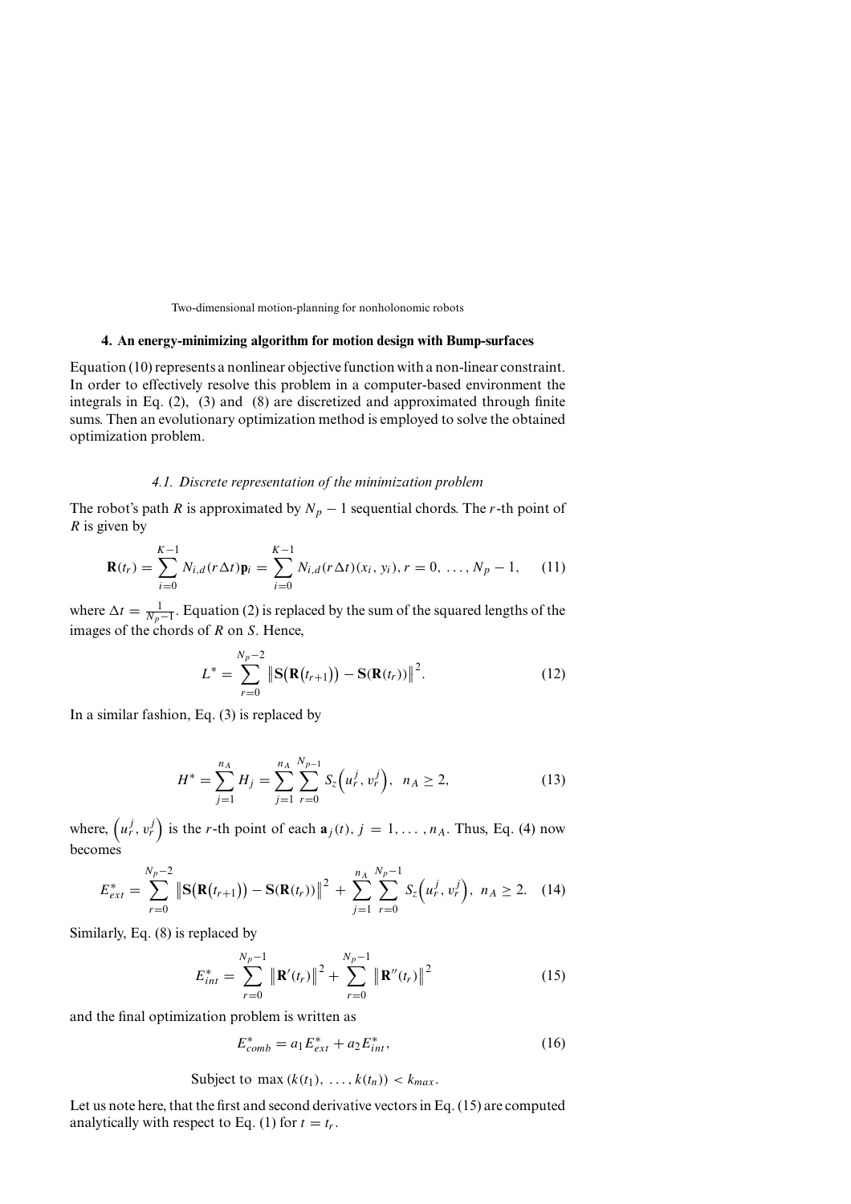## 4. An energy-minimizing algorithm for motion design with Bump-surfaces

Equation (10) represents a nonlinear objective function with a non-linear constraint. In order to effectively resolve this problem in a computer-based environment the integrals in Eq. (2), (3) and (8) are discretized and approximated through finite sums. Then an evolutionary optimization method is employed to solve the obtained optimization problem.

### *4.1. Discrete representation of the minimization problem*

The robot's path $R$ is approximated by $N_p - 1$ sequential chords. The $r$-th point of $R$ is given by

$$\mathbf{R}(t_r) = \sum_{i=0}^{K-1} N_{i,d}(r\Delta t)\mathbf{p}_i = \sum_{i=0}^{K-1} N_{i,d}(r\Delta t)(x_i, y_i), r = 0, \ldots, N_p - 1, \quad (11)$$

where $\Delta t = \frac{1}{N_p - 1}$. Equation (2) is replaced by the sum of the squared lengths of the images of the chords of $R$ on $S$. Hence,

$$L^* = \sum_{r=0}^{N_p-2} \left\| \mathbf{S}\big(\mathbf{R}\big(t_{r+1}\big)\big) - \mathbf{S}(\mathbf{R}(t_r)) \right\|^2. \quad (12)$$

In a similar fashion, Eq. (3) is replaced by

$$H^* = \sum_{j=1}^{n_A} H_j = \sum_{j=1}^{n_A} \sum_{r=0}^{N_p-1} S_z\Big(u_r^j, v_r^j\Big), \;\; n_A \geq 2, \quad (13)$$

where, $\Big(u_r^j, v_r^j\Big)$ is the $r$-th point of each $\mathbf{a}_j(t)$, $j = 1, \ldots, n_A$. Thus, Eq. (4) now becomes

$$E_{ext}^* = \sum_{r=0}^{N_p-2} \left\| \mathbf{S}\big(\mathbf{R}\big(t_{r+1}\big)\big) - \mathbf{S}(\mathbf{R}(t_r)) \right\|^2 + \sum_{j=1}^{n_A} \sum_{r=0}^{N_p-1} S_z\Big(u_r^j, v_r^j\Big), \;\; n_A \geq 2. \quad (14)$$

Similarly, Eq. (8) is replaced by

$$E_{int}^* = \sum_{r=0}^{N_p-1} \left\| \mathbf{R}'(t_r) \right\|^2 + \sum_{r=0}^{N_p-1} \left\| \mathbf{R}''(t_r) \right\|^2 \quad (15)$$

and the final optimization problem is written as

$$E_{comb}^* = a_1 E_{ext}^* + a_2 E_{int}^*, \quad (16)$$

$$\text{Subject to } \max\left(k(t_1), \ldots, k(t_n)\right) < k_{max}.$$

Let us note here, that the first and second derivative vectors in Eq. (15) are computed analytically with respect to Eq. (1) for $t = t_r$.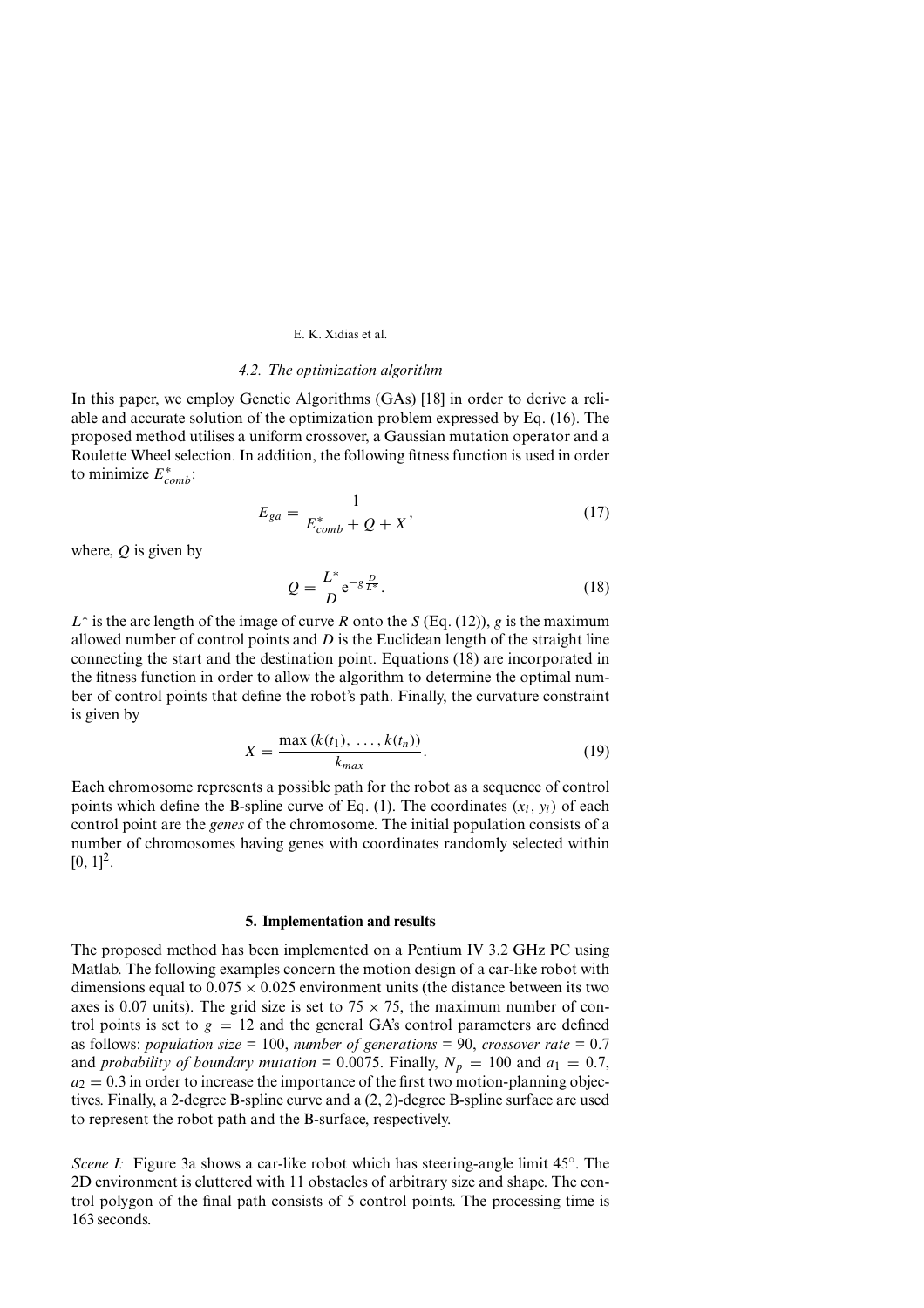### 4.2. The optimization algorithm

In this paper, we employ Genetic Algorithms (GAs) [18] in order to derive a reliable and accurate solution of the optimization problem expressed by Eq. (16). The proposed method utilises a uniform crossover, a Gaussian mutation operator and a Roulette Wheel selection. In addition, the following fitness function is used in order to minimize $E^*_{comb}$:

$$E_{ga} = \frac{1}{E^*_{comb} + Q + X}, \tag{17}$$

where, $Q$ is given by

$$Q = \frac{L^*}{D} e^{-g\frac{D}{L^*}}. \tag{18}$$

$L^*$ is the arc length of the image of curve $R$ onto the $S$ (Eq. (12)), $g$ is the maximum allowed number of control points and $D$ is the Euclidean length of the straight line connecting the start and the destination point. Equations (18) are incorporated in the fitness function in order to allow the algorithm to determine the optimal number of control points that define the robot's path. Finally, the curvature constraint is given by

$$X = \frac{\max\left(k(t_1), \ldots, k(t_n)\right)}{k_{max}}. \tag{19}$$

Each chromosome represents a possible path for the robot as a sequence of control points which define the B-spline curve of Eq. (1). The coordinates $(x_i, y_i)$ of each control point are the *genes* of the chromosome. The initial population consists of a number of chromosomes having genes with coordinates randomly selected within $[0, 1]^2$.

## 5. Implementation and results

The proposed method has been implemented on a Pentium IV 3.2 GHz PC using Matlab. The following examples concern the motion design of a car-like robot with dimensions equal to $0.075 \times 0.025$ environment units (the distance between its two axes is 0.07 units). The grid size is set to $75 \times 75$, the maximum number of control points is set to $g = 12$ and the general GA's control parameters are defined as follows: *population size* = 100, *number of generations* = 90, *crossover rate* = 0.7 and *probability of boundary mutation* = 0.0075. Finally, $N_p = 100$ and $a_1 = 0.7$, $a_2 = 0.3$ in order to increase the importance of the first two motion-planning objectives. Finally, a 2-degree B-spline curve and a (2, 2)-degree B-spline surface are used to represent the robot path and the B-surface, respectively.

*Scene I:* Figure 3a shows a car-like robot which has steering-angle limit 45°. The 2D environment is cluttered with 11 obstacles of arbitrary size and shape. The control polygon of the final path consists of 5 control points. The processing time is 163 seconds.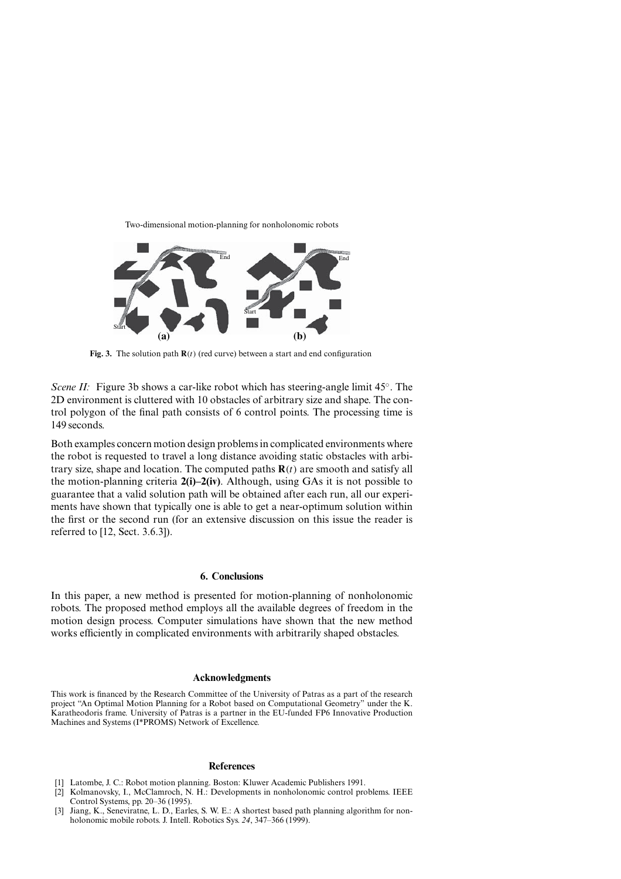Fig. 3. The solution path $\mathbf{R}(t)$ (red curve) between a start and end configuration

*Scene II:* Figure 3b shows a car-like robot which has steering-angle limit 45°. The 2D environment is cluttered with 10 obstacles of arbitrary size and shape. The control polygon of the final path consists of 6 control points. The processing time is 149 seconds.

Both examples concern motion design problems in complicated environments where the robot is requested to travel a long distance avoiding static obstacles with arbitrary size, shape and location. The computed paths $\mathbf{R}(t)$ are smooth and satisfy all the motion-planning criteria **2(i)–2(iv)**. Although, using GAs it is not possible to guarantee that a valid solution path will be obtained after each run, all our experiments have shown that typically one is able to get a near-optimum solution within the first or the second run (for an extensive discussion on this issue the reader is referred to [12, Sect. 3.6.3]).

## 6. Conclusions

In this paper, a new method is presented for motion-planning of nonholonomic robots. The proposed method employs all the available degrees of freedom in the motion design process. Computer simulations have shown that the new method works efficiently in complicated environments with arbitrarily shaped obstacles.

## Acknowledgments

This work is financed by the Research Committee of the University of Patras as a part of the research project "An Optimal Motion Planning for a Robot based on Computational Geometry" under the K. Karatheodoris frame. University of Patras is a partner in the EU-funded FP6 Innovative Production Machines and Systems (I*PROMS) Network of Excellence.

## References

[1] Latombe, J. C.: Robot motion planning. Boston: Kluwer Academic Publishers 1991.

[2] Kolmanovsky, I., McClamroch, N. H.: Developments in nonholonomic control problems. IEEE Control Systems, pp. 20–36 (1995).

[3] Jiang, K., Seneviratne, L. D., Earles, S. W. E.: A shortest based path planning algorithm for nonholonomic mobile robots. J. Intell. Robotics Sys. *24*, 347–366 (1999).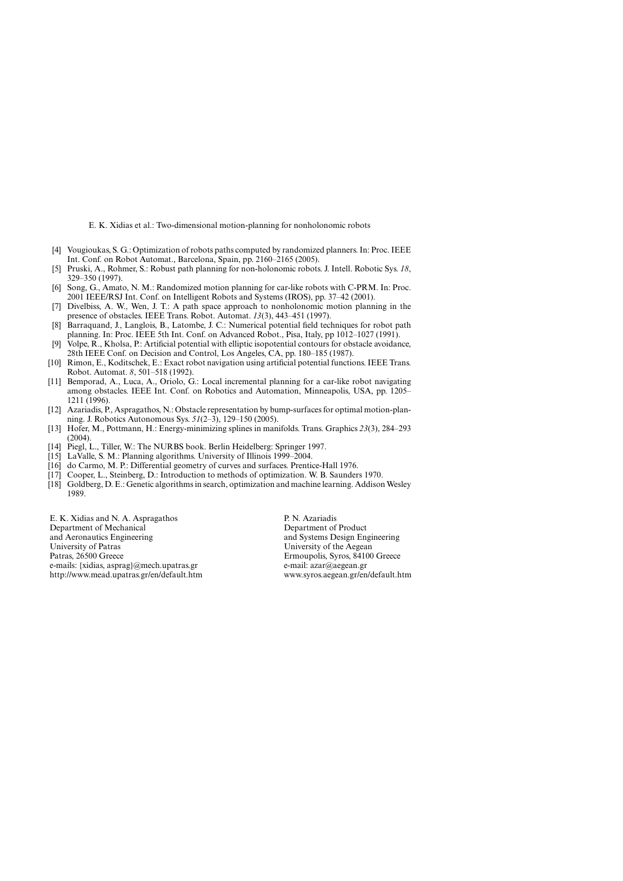[4] Vougioukas, S. G.: Optimization of robots paths computed by randomized planners. In: Proc. IEEE Int. Conf. on Robot Automat., Barcelona, Spain, pp. 2160–2165 (2005).

[5] Pruski, A., Rohmer, S.: Robust path planning for non-holonomic robots. J. Intell. Robotic Sys. *18*, 329–350 (1997).

[6] Song, G., Amato, N. M.: Randomized motion planning for car-like robots with C-PRM. In: Proc. 2001 IEEE/RSJ Int. Conf. on Intelligent Robots and Systems (IROS), pp. 37–42 (2001).

[7] Divelbiss, A. W., Wen, J. T.: A path space approach to nonholonomic motion planning in the presence of obstacles. IEEE Trans. Robot. Automat. *13*(3), 443–451 (1997).

[8] Barraquand, J., Langlois, B., Latombe, J. C.: Numerical potential field techniques for robot path planning. In: Proc. IEEE 5th Int. Conf. on Advanced Robot., Pisa, Italy, pp 1012–1027 (1991).

[9] Volpe, R., Kholsa, P.: Artificial potential with elliptic isopotential contours for obstacle avoidance, 28th IEEE Conf. on Decision and Control, Los Angeles, CA, pp. 180–185 (1987).

[10] Rimon, E., Koditschek, E.: Exact robot navigation using artificial potential functions. IEEE Trans. Robot. Automat. *8*, 501–518 (1992).

[11] Bemporad, A., Luca, A., Oriolo, G.: Local incremental planning for a car-like robot navigating among obstacles. IEEE Int. Conf. on Robotics and Automation, Minneapolis, USA, pp. 1205–1211 (1996).

[12] Azariadis, P., Aspragathos, N.: Obstacle representation by bump-surfaces for optimal motion-planning. J. Robotics Autonomous Sys. *51*(2–3), 129–150 (2005).

[13] Hofer, M., Pottmann, H.: Energy-minimizing splines in manifolds. Trans. Graphics *23*(3), 284–293 (2004).

[14] Piegl, L., Tiller, W.: The NURBS book. Berlin Heidelberg: Springer 1997.

[15] LaValle, S. M.: Planning algorithms. University of Illinois 1999–2004.

[16] do Carmo, M. P.: Differential geometry of curves and surfaces. Prentice-Hall 1976.

[17] Cooper, L., Steinberg, D.: Introduction to methods of optimization. W. B. Saunders 1970.

[18] Goldberg, D. E.: Genetic algorithms in search, optimization and machine learning. Addison Wesley 1989.

E. K. Xidias and N. A. Aspragathos
Department of Mechanical
and Aeronautics Engineering
University of Patras
Patras, 26500 Greece
e-mails: {xidias, asprag}@mech.upatras.gr
http://www.mead.upatras.gr/en/default.htm

P. N. Azariadis
Department of Product
and Systems Design Engineering
University of the Aegean
Ermoupolis, Syros, 84100 Greece
e-mail: azar@aegean.gr
www.syros.aegean.gr/en/default.htm